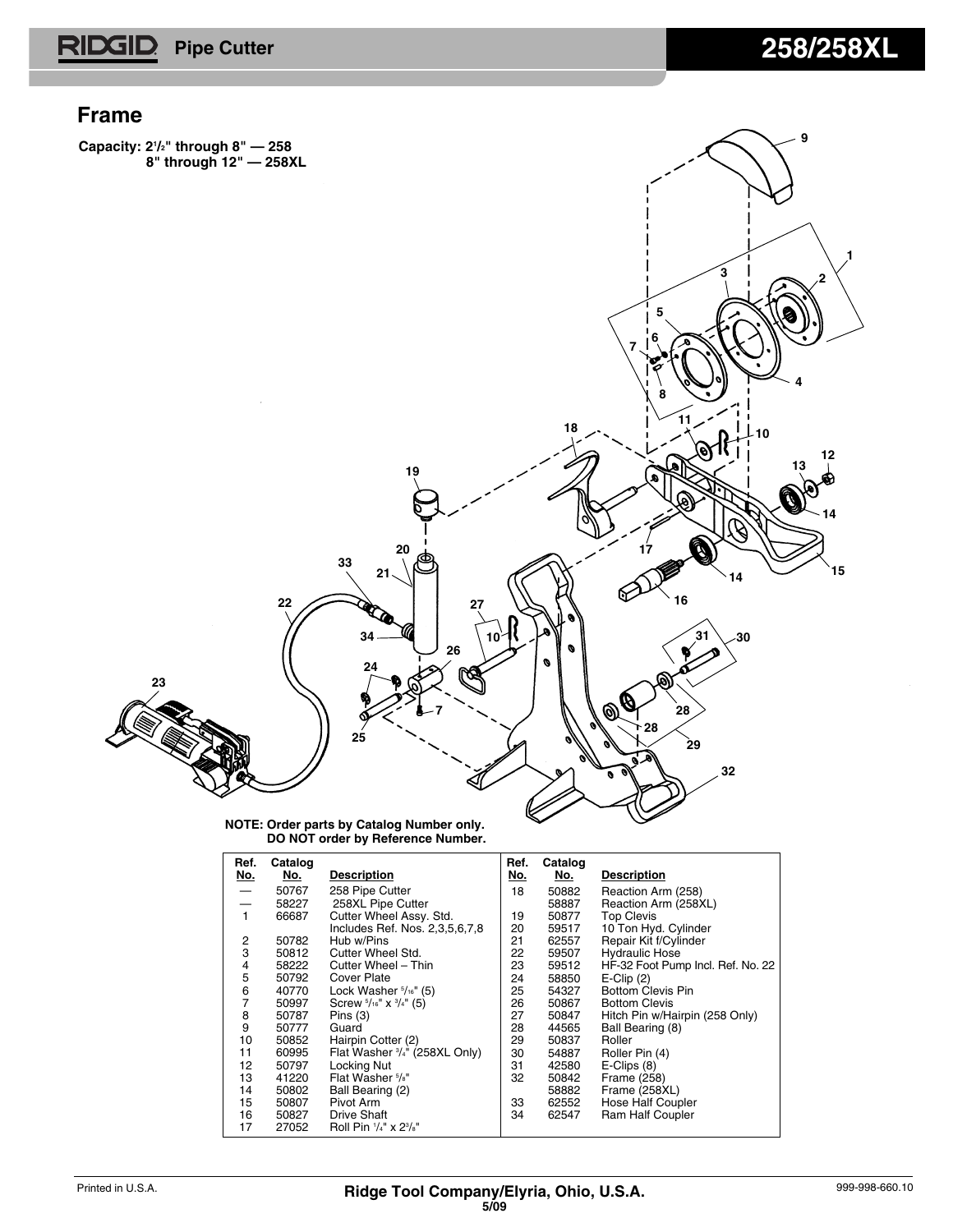# RIDGID Pipe Cutter 258/258XL

## Frame

**Capacity: 2½" through 8" — 258**
**8" through 12" — 258XL**

**NOTE: Order parts by Catalog Number only. DO NOT order by Reference Number.**

| Ref. No. | Catalog No. | Description |
|---|---|---|
| — | 50767 | 258 Pipe Cutter |
| — | 58227 | 258XL Pipe Cutter |
| 1 | 66687 | Cutter Wheel Assy. Std. Includes Ref. Nos. 2,3,5,6,7,8 |
| 2 | 50782 | Hub w/Pins |
| 3 | 50812 | Cutter Wheel Std. |
| 4 | 58222 | Cutter Wheel – Thin |
| 5 | 50792 | Cover Plate |
| 6 | 40770 | Lock Washer 5/16" (5) |
| 7 | 50997 | Screw 5/16" x 3/4" (5) |
| 8 | 50787 | Pins (3) |
| 9 | 50777 | Guard |
| 10 | 50852 | Hairpin Cotter (2) |
| 11 | 60995 | Flat Washer 3/4" (258XL Only) |
| 12 | 50797 | Locking Nut |
| 13 | 41220 | Flat Washer 5/8" |
| 14 | 50802 | Ball Bearing (2) |
| 15 | 50807 | Pivot Arm |
| 16 | 50827 | Drive Shaft |
| 17 | 27052 | Roll Pin 1/4" x 2 3/8" |
| 18 | 50882 | Reaction Arm (258) |
| | 58887 | Reaction Arm (258XL) |
| 19 | 50877 | Top Clevis |
| 20 | 59517 | 10 Ton Hyd. Cylinder |
| 21 | 62557 | Repair Kit f/Cylinder |
| 22 | 59507 | Hydraulic Hose |
| 23 | 59512 | HF-32 Foot Pump Incl. Ref. No. 22 |
| 24 | 58850 | E-Clip (2) |
| 25 | 54327 | Bottom Clevis Pin |
| 26 | 50867 | Bottom Clevis |
| 27 | 50847 | Hitch Pin w/Hairpin (258 Only) |
| 28 | 44565 | Ball Bearing (8) |
| 29 | 50837 | Roller |
| 30 | 54887 | Roller Pin (4) |
| 31 | 42580 | E-Clips (8) |
| 32 | 50842 | Frame (258) |
| | 58882 | Frame (258XL) |
| 33 | 62552 | Hose Half Coupler |
| 34 | 62547 | Ram Half Coupler |

Printed in U.S.A.

**Ridge Tool Company/Elyria, Ohio, U.S.A.**
5/09

999-998-660.10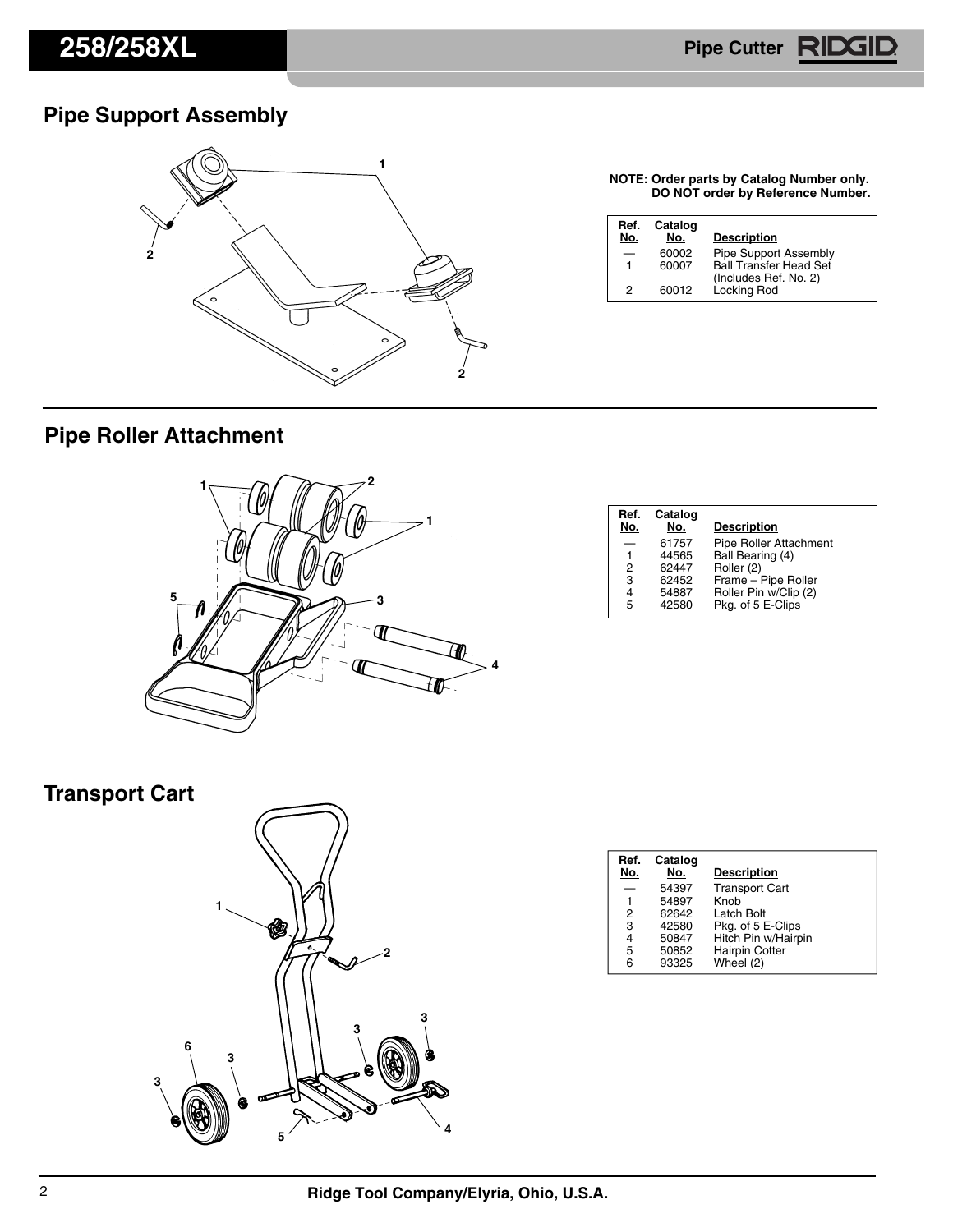## Pipe Support Assembly

**NOTE: Order parts by Catalog Number only. DO NOT order by Reference Number.**

| Ref. No. | Catalog No. | Description |
|---|---|---|
| — | 60002 | Pipe Support Assembly |
| 1 | 60007 | Ball Transfer Head Set (Includes Ref. No. 2) |
| 2 | 60012 | Locking Rod |

## Pipe Roller Attachment

| Ref. No. | Catalog No. | Description |
|---|---|---|
| — | 61757 | Pipe Roller Attachment |
| 1 | 44565 | Ball Bearing (4) |
| 2 | 62447 | Roller (2) |
| 3 | 62452 | Frame – Pipe Roller |
| 4 | 54887 | Roller Pin w/Clip (2) |
| 5 | 42580 | Pkg. of 5 E-Clips |

## Transport Cart

| Ref. No. | Catalog No. | Description |
|---|---|---|
| — | 54397 | Transport Cart |
| 1 | 54897 | Knob |
| 2 | 62642 | Latch Bolt |
| 3 | 42580 | Pkg. of 5 E-Clips |
| 4 | 50847 | Hitch Pin w/Hairpin |
| 5 | 50852 | Hairpin Cotter |
| 6 | 93325 | Wheel (2) |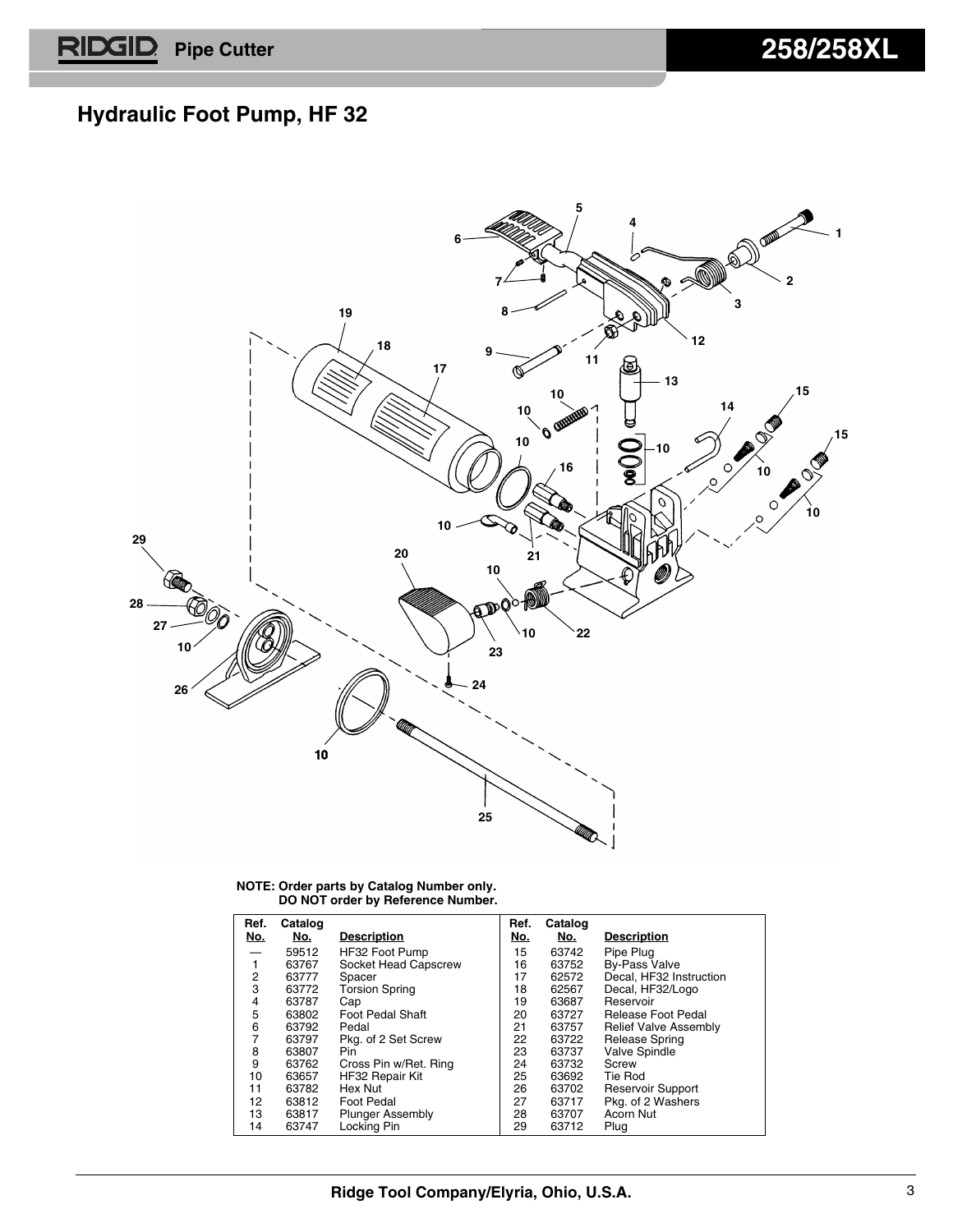## Hydraulic Foot Pump, HF 32

1
2
3
4
5
6
7
8
9
10
11
12
13
14
15
16
17
18
19
20
21
22
23
24
25
26
27
28
29

**NOTE: Order parts by Catalog Number only.
DO NOT order by Reference Number.**

| Ref. No. | Catalog No. | Description | Ref. No. | Catalog No. | Description |
|---|---|---|---|---|---|
| — | 59512 | HF32 Foot Pump | 15 | 63742 | Pipe Plug |
| 1 | 63767 | Socket Head Capscrew | 16 | 63752 | By-Pass Valve |
| 2 | 63777 | Spacer | 17 | 62572 | Decal, HF32 Instruction |
| 3 | 63772 | Torsion Spring | 18 | 62567 | Decal, HF32/Logo |
| 4 | 63787 | Cap | 19 | 63687 | Reservoir |
| 5 | 63802 | Foot Pedal Shaft | 20 | 63727 | Release Foot Pedal |
| 6 | 63792 | Pedal | 21 | 63757 | Relief Valve Assembly |
| 7 | 63797 | Pkg. of 2 Set Screw | 22 | 63722 | Release Spring |
| 8 | 63807 | Pin | 23 | 63737 | Valve Spindle |
| 9 | 63762 | Cross Pin w/Ret. Ring | 24 | 63732 | Screw |
| 10 | 63657 | HF32 Repair Kit | 25 | 63692 | Tie Rod |
| 11 | 63782 | Hex Nut | 26 | 63702 | Reservoir Support |
| 12 | 63812 | Foot Pedal | 27 | 63717 | Pkg. of 2 Washers |
| 13 | 63817 | Plunger Assembly | 28 | 63707 | Acorn Nut |
| 14 | 63747 | Locking Pin | 29 | 63712 | Plug |